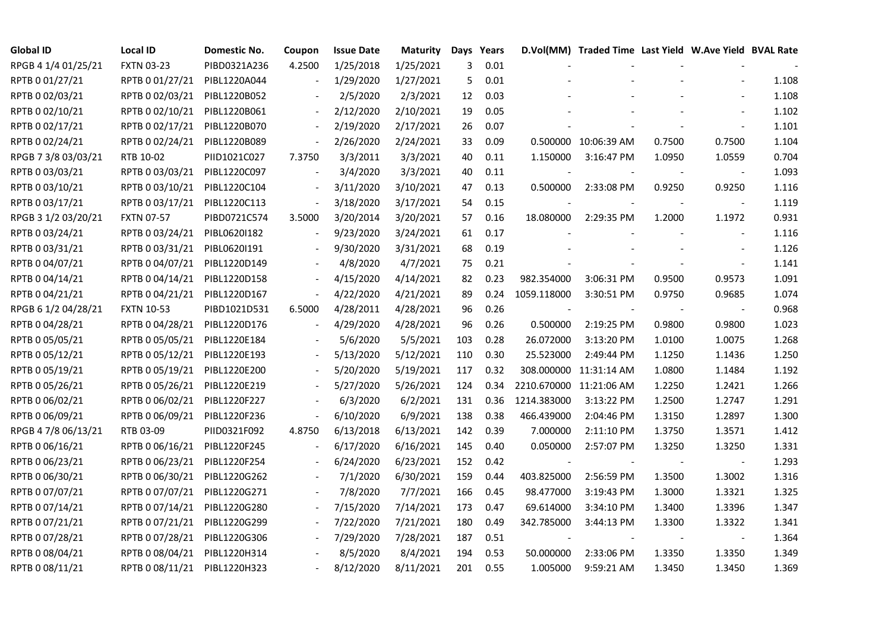| Global ID | Local ID | Domestic No. | Coupon | Issue Date | Maturity | Days | Years | D.Vol(MM) | Traded Time | Last Yield | W.Ave Yield | BVAL Rate |
|---|---|---|---|---|---|---|---|---|---|---|---|---|
| RPGB 4 1/4 01/25/21 | FXTN 03-23 | PIBD0321A236 | 4.2500 | 1/25/2018 | 1/25/2021 | 3 | 0.01 | - | - | - | - | - |
| RPTB 0 01/27/21 | RPTB 0 01/27/21 | PIBL1220A044 | - | 1/29/2020 | 1/27/2021 | 5 | 0.01 | - | - | - | - | 1.108 |
| RPTB 0 02/03/21 | RPTB 0 02/03/21 | PIBL1220B052 | - | 2/5/2020 | 2/3/2021 | 12 | 0.03 | - | - | - | - | 1.108 |
| RPTB 0 02/10/21 | RPTB 0 02/10/21 | PIBL1220B061 | - | 2/12/2020 | 2/10/2021 | 19 | 0.05 | - | - | - | - | 1.102 |
| RPTB 0 02/17/21 | RPTB 0 02/17/21 | PIBL1220B070 | - | 2/19/2020 | 2/17/2021 | 26 | 0.07 | - | - | - | - | 1.101 |
| RPTB 0 02/24/21 | RPTB 0 02/24/21 | PIBL1220B089 | - | 2/26/2020 | 2/24/2021 | 33 | 0.09 | 0.500000 | 10:06:39 AM | 0.7500 | 0.7500 | 1.104 |
| RPGB 7 3/8 03/03/21 | RTB 10-02 | PIID1021C027 | 7.3750 | 3/3/2011 | 3/3/2021 | 40 | 0.11 | 1.150000 | 3:16:47 PM | 1.0950 | 1.0559 | 0.704 |
| RPTB 0 03/03/21 | RPTB 0 03/03/21 | PIBL1220C097 | - | 3/4/2020 | 3/3/2021 | 40 | 0.11 | - | - | - | - | 1.093 |
| RPTB 0 03/10/21 | RPTB 0 03/10/21 | PIBL1220C104 | - | 3/11/2020 | 3/10/2021 | 47 | 0.13 | 0.500000 | 2:33:08 PM | 0.9250 | 0.9250 | 1.116 |
| RPTB 0 03/17/21 | RPTB 0 03/17/21 | PIBL1220C113 | - | 3/18/2020 | 3/17/2021 | 54 | 0.15 | - | - | - | - | 1.119 |
| RPGB 3 1/2 03/20/21 | FXTN 07-57 | PIBD0721C574 | 3.5000 | 3/20/2014 | 3/20/2021 | 57 | 0.16 | 18.080000 | 2:29:35 PM | 1.2000 | 1.1972 | 0.931 |
| RPTB 0 03/24/21 | RPTB 0 03/24/21 | PIBL0620I182 | - | 9/23/2020 | 3/24/2021 | 61 | 0.17 | - | - | - | - | 1.116 |
| RPTB 0 03/31/21 | RPTB 0 03/31/21 | PIBL0620I191 | - | 9/30/2020 | 3/31/2021 | 68 | 0.19 | - | - | - | - | 1.126 |
| RPTB 0 04/07/21 | RPTB 0 04/07/21 | PIBL1220D149 | - | 4/8/2020 | 4/7/2021 | 75 | 0.21 | - | - | - | - | 1.141 |
| RPTB 0 04/14/21 | RPTB 0 04/14/21 | PIBL1220D158 | - | 4/15/2020 | 4/14/2021 | 82 | 0.23 | 982.354000 | 3:06:31 PM | 0.9500 | 0.9573 | 1.091 |
| RPTB 0 04/21/21 | RPTB 0 04/21/21 | PIBL1220D167 | - | 4/22/2020 | 4/21/2021 | 89 | 0.24 | 1059.118000 | 3:30:51 PM | 0.9750 | 0.9685 | 1.074 |
| RPGB 6 1/2 04/28/21 | FXTN 10-53 | PIBD1021D531 | 6.5000 | 4/28/2011 | 4/28/2021 | 96 | 0.26 | - | - | - | - | 0.968 |
| RPTB 0 04/28/21 | RPTB 0 04/28/21 | PIBL1220D176 | - | 4/29/2020 | 4/28/2021 | 96 | 0.26 | 0.500000 | 2:19:25 PM | 0.9800 | 0.9800 | 1.023 |
| RPTB 0 05/05/21 | RPTB 0 05/05/21 | PIBL1220E184 | - | 5/6/2020 | 5/5/2021 | 103 | 0.28 | 26.072000 | 3:13:20 PM | 1.0100 | 1.0075 | 1.268 |
| RPTB 0 05/12/21 | RPTB 0 05/12/21 | PIBL1220E193 | - | 5/13/2020 | 5/12/2021 | 110 | 0.30 | 25.523000 | 2:49:44 PM | 1.1250 | 1.1436 | 1.250 |
| RPTB 0 05/19/21 | RPTB 0 05/19/21 | PIBL1220E200 | - | 5/20/2020 | 5/19/2021 | 117 | 0.32 | 308.000000 | 11:31:14 AM | 1.0800 | 1.1484 | 1.192 |
| RPTB 0 05/26/21 | RPTB 0 05/26/21 | PIBL1220E219 | - | 5/27/2020 | 5/26/2021 | 124 | 0.34 | 2210.670000 | 11:21:06 AM | 1.2250 | 1.2421 | 1.266 |
| RPTB 0 06/02/21 | RPTB 0 06/02/21 | PIBL1220F227 | - | 6/3/2020 | 6/2/2021 | 131 | 0.36 | 1214.383000 | 3:13:22 PM | 1.2500 | 1.2747 | 1.291 |
| RPTB 0 06/09/21 | RPTB 0 06/09/21 | PIBL1220F236 | - | 6/10/2020 | 6/9/2021 | 138 | 0.38 | 466.439000 | 2:04:46 PM | 1.3150 | 1.2897 | 1.300 |
| RPGB 4 7/8 06/13/21 | RTB 03-09 | PIID0321F092 | 4.8750 | 6/13/2018 | 6/13/2021 | 142 | 0.39 | 7.000000 | 2:11:10 PM | 1.3750 | 1.3571 | 1.412 |
| RPTB 0 06/16/21 | RPTB 0 06/16/21 | PIBL1220F245 | - | 6/17/2020 | 6/16/2021 | 145 | 0.40 | 0.050000 | 2:57:07 PM | 1.3250 | 1.3250 | 1.331 |
| RPTB 0 06/23/21 | RPTB 0 06/23/21 | PIBL1220F254 | - | 6/24/2020 | 6/23/2021 | 152 | 0.42 | - | - | - | - | 1.293 |
| RPTB 0 06/30/21 | RPTB 0 06/30/21 | PIBL1220G262 | - | 7/1/2020 | 6/30/2021 | 159 | 0.44 | 403.825000 | 2:56:59 PM | 1.3500 | 1.3002 | 1.316 |
| RPTB 0 07/07/21 | RPTB 0 07/07/21 | PIBL1220G271 | - | 7/8/2020 | 7/7/2021 | 166 | 0.45 | 98.477000 | 3:19:43 PM | 1.3000 | 1.3321 | 1.325 |
| RPTB 0 07/14/21 | RPTB 0 07/14/21 | PIBL1220G280 | - | 7/15/2020 | 7/14/2021 | 173 | 0.47 | 69.614000 | 3:34:10 PM | 1.3400 | 1.3396 | 1.347 |
| RPTB 0 07/21/21 | RPTB 0 07/21/21 | PIBL1220G299 | - | 7/22/2020 | 7/21/2021 | 180 | 0.49 | 342.785000 | 3:44:13 PM | 1.3300 | 1.3322 | 1.341 |
| RPTB 0 07/28/21 | RPTB 0 07/28/21 | PIBL1220G306 | - | 7/29/2020 | 7/28/2021 | 187 | 0.51 | - | - | - | - | 1.364 |
| RPTB 0 08/04/21 | RPTB 0 08/04/21 | PIBL1220H314 | - | 8/5/2020 | 8/4/2021 | 194 | 0.53 | 50.000000 | 2:33:06 PM | 1.3350 | 1.3350 | 1.349 |
| RPTB 0 08/11/21 | RPTB 0 08/11/21 | PIBL1220H323 | - | 8/12/2020 | 8/11/2021 | 201 | 0.55 | 1.005000 | 9:59:21 AM | 1.3450 | 1.3450 | 1.369 |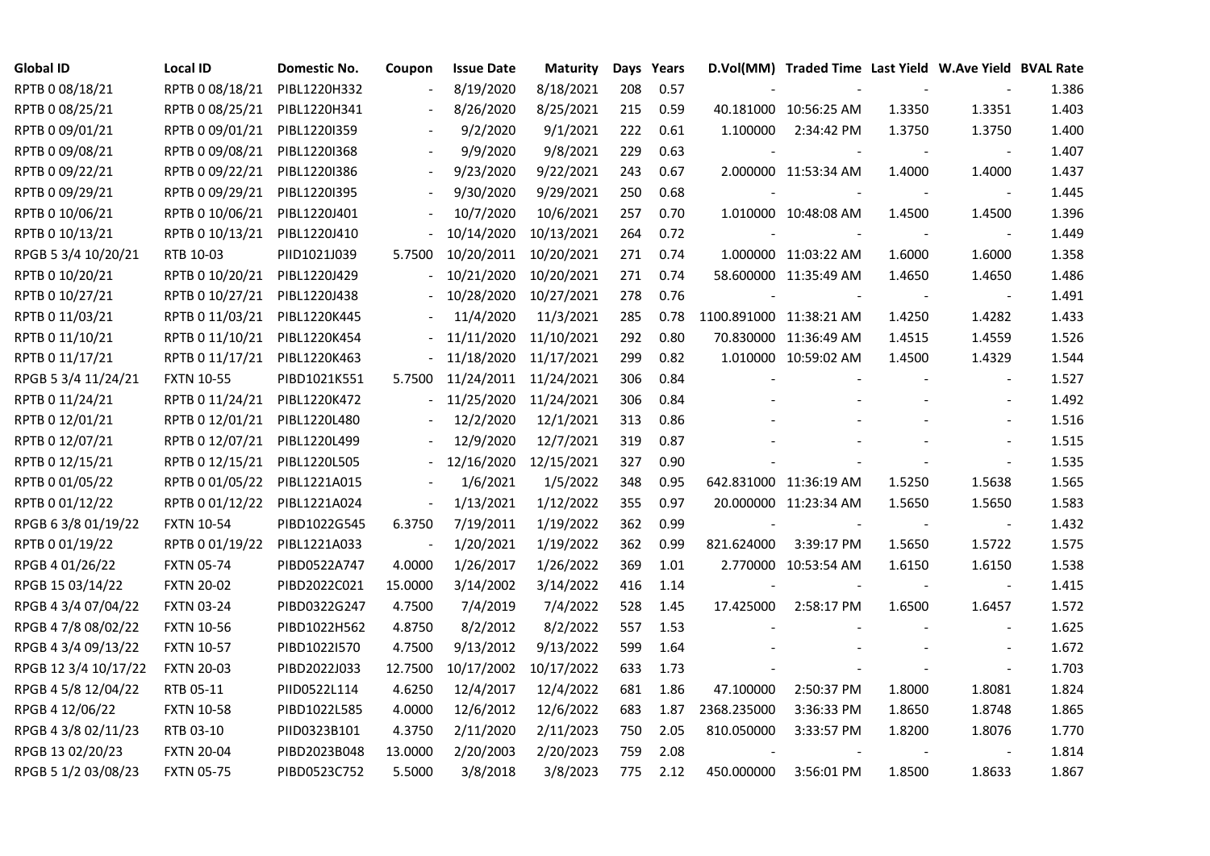| Global ID | Local ID | Domestic No. | Coupon | Issue Date | Maturity | Days | Years | D.Vol(MM) | Traded Time | Last Yield | W.Ave Yield | BVAL Rate |
|---|---|---|---|---|---|---|---|---|---|---|---|---|
| RPTB 0 08/18/21 | RPTB 0 08/18/21 | PIBL1220H332 | - | 8/19/2020 | 8/18/2021 | 208 | 0.57 | - | - | - | - | 1.386 |
| RPTB 0 08/25/21 | RPTB 0 08/25/21 | PIBL1220H341 | - | 8/26/2020 | 8/25/2021 | 215 | 0.59 | 40.181000 | 10:56:25 AM | 1.3350 | 1.3351 | 1.403 |
| RPTB 0 09/01/21 | RPTB 0 09/01/21 | PIBL1220I359 | - | 9/2/2020 | 9/1/2021 | 222 | 0.61 | 1.100000 | 2:34:42 PM | 1.3750 | 1.3750 | 1.400 |
| RPTB 0 09/08/21 | RPTB 0 09/08/21 | PIBL1220I368 | - | 9/9/2020 | 9/8/2021 | 229 | 0.63 | - | - | - | - | 1.407 |
| RPTB 0 09/22/21 | RPTB 0 09/22/21 | PIBL1220I386 | - | 9/23/2020 | 9/22/2021 | 243 | 0.67 | 2.000000 | 11:53:34 AM | 1.4000 | 1.4000 | 1.437 |
| RPTB 0 09/29/21 | RPTB 0 09/29/21 | PIBL1220I395 | - | 9/30/2020 | 9/29/2021 | 250 | 0.68 | - | - | - | - | 1.445 |
| RPTB 0 10/06/21 | RPTB 0 10/06/21 | PIBL1220J401 | - | 10/7/2020 | 10/6/2021 | 257 | 0.70 | 1.010000 | 10:48:08 AM | 1.4500 | 1.4500 | 1.396 |
| RPTB 0 10/13/21 | RPTB 0 10/13/21 | PIBL1220J410 | - | 10/14/2020 | 10/13/2021 | 264 | 0.72 | - | - | - | - | 1.449 |
| RPGB 5 3/4 10/20/21 | RTB 10-03 | PIID1021J039 | 5.7500 | 10/20/2011 | 10/20/2021 | 271 | 0.74 | 1.000000 | 11:03:22 AM | 1.6000 | 1.6000 | 1.358 |
| RPTB 0 10/20/21 | RPTB 0 10/20/21 | PIBL1220J429 | - | 10/21/2020 | 10/20/2021 | 271 | 0.74 | 58.600000 | 11:35:49 AM | 1.4650 | 1.4650 | 1.486 |
| RPTB 0 10/27/21 | RPTB 0 10/27/21 | PIBL1220J438 | - | 10/28/2020 | 10/27/2021 | 278 | 0.76 | - | - | - | - | 1.491 |
| RPTB 0 11/03/21 | RPTB 0 11/03/21 | PIBL1220K445 | - | 11/4/2020 | 11/3/2021 | 285 | 0.78 | 1100.891000 | 11:38:21 AM | 1.4250 | 1.4282 | 1.433 |
| RPTB 0 11/10/21 | RPTB 0 11/10/21 | PIBL1220K454 | - | 11/11/2020 | 11/10/2021 | 292 | 0.80 | 70.830000 | 11:36:49 AM | 1.4515 | 1.4559 | 1.526 |
| RPTB 0 11/17/21 | RPTB 0 11/17/21 | PIBL1220K463 | - | 11/18/2020 | 11/17/2021 | 299 | 0.82 | 1.010000 | 10:59:02 AM | 1.4500 | 1.4329 | 1.544 |
| RPGB 5 3/4 11/24/21 | FXTN 10-55 | PIBD1021K551 | 5.7500 | 11/24/2011 | 11/24/2021 | 306 | 0.84 | - | - | - | - | 1.527 |
| RPTB 0 11/24/21 | RPTB 0 11/24/21 | PIBL1220K472 | - | 11/25/2020 | 11/24/2021 | 306 | 0.84 | - | - | - | - | 1.492 |
| RPTB 0 12/01/21 | RPTB 0 12/01/21 | PIBL1220L480 | - | 12/2/2020 | 12/1/2021 | 313 | 0.86 | - | - | - | - | 1.516 |
| RPTB 0 12/07/21 | RPTB 0 12/07/21 | PIBL1220L499 | - | 12/9/2020 | 12/7/2021 | 319 | 0.87 | - | - | - | - | 1.515 |
| RPTB 0 12/15/21 | RPTB 0 12/15/21 | PIBL1220L505 | - | 12/16/2020 | 12/15/2021 | 327 | 0.90 | - | - | - | - | 1.535 |
| RPTB 0 01/05/22 | RPTB 0 01/05/22 | PIBL1221A015 | - | 1/6/2021 | 1/5/2022 | 348 | 0.95 | 642.831000 | 11:36:19 AM | 1.5250 | 1.5638 | 1.565 |
| RPTB 0 01/12/22 | RPTB 0 01/12/22 | PIBL1221A024 | - | 1/13/2021 | 1/12/2022 | 355 | 0.97 | 20.000000 | 11:23:34 AM | 1.5650 | 1.5650 | 1.583 |
| RPGB 6 3/8 01/19/22 | FXTN 10-54 | PIBD1022G545 | 6.3750 | 7/19/2011 | 1/19/2022 | 362 | 0.99 | - | - | - | - | 1.432 |
| RPTB 0 01/19/22 | RPTB 0 01/19/22 | PIBL1221A033 | - | 1/20/2021 | 1/19/2022 | 362 | 0.99 | 821.624000 | 3:39:17 PM | 1.5650 | 1.5722 | 1.575 |
| RPGB 4 01/26/22 | FXTN 05-74 | PIBD0522A747 | 4.0000 | 1/26/2017 | 1/26/2022 | 369 | 1.01 | 2.770000 | 10:53:54 AM | 1.6150 | 1.6150 | 1.538 |
| RPGB 15 03/14/22 | FXTN 20-02 | PIBD2022C021 | 15.0000 | 3/14/2002 | 3/14/2022 | 416 | 1.14 | - | - | - | - | 1.415 |
| RPGB 4 3/4 07/04/22 | FXTN 03-24 | PIBD0322G247 | 4.7500 | 7/4/2019 | 7/4/2022 | 528 | 1.45 | 17.425000 | 2:58:17 PM | 1.6500 | 1.6457 | 1.572 |
| RPGB 4 7/8 08/02/22 | FXTN 10-56 | PIBD1022H562 | 4.8750 | 8/2/2012 | 8/2/2022 | 557 | 1.53 | - | - | - | - | 1.625 |
| RPGB 4 3/4 09/13/22 | FXTN 10-57 | PIBD1022I570 | 4.7500 | 9/13/2012 | 9/13/2022 | 599 | 1.64 | - | - | - | - | 1.672 |
| RPGB 12 3/4 10/17/22 | FXTN 20-03 | PIBD2022J033 | 12.7500 | 10/17/2002 | 10/17/2022 | 633 | 1.73 | - | - | - | - | 1.703 |
| RPGB 4 5/8 12/04/22 | RTB 05-11 | PIID0522L114 | 4.6250 | 12/4/2017 | 12/4/2022 | 681 | 1.86 | 47.100000 | 2:50:37 PM | 1.8000 | 1.8081 | 1.824 |
| RPGB 4 12/06/22 | FXTN 10-58 | PIBD1022L585 | 4.0000 | 12/6/2012 | 12/6/2022 | 683 | 1.87 | 2368.235000 | 3:36:33 PM | 1.8650 | 1.8748 | 1.865 |
| RPGB 4 3/8 02/11/23 | RTB 03-10 | PIID0323B101 | 4.3750 | 2/11/2020 | 2/11/2023 | 750 | 2.05 | 810.050000 | 3:33:57 PM | 1.8200 | 1.8076 | 1.770 |
| RPGB 13 02/20/23 | FXTN 20-04 | PIBD2023B048 | 13.0000 | 2/20/2003 | 2/20/2023 | 759 | 2.08 | - | - | - | - | 1.814 |
| RPGB 5 1/2 03/08/23 | FXTN 05-75 | PIBD0523C752 | 5.5000 | 3/8/2018 | 3/8/2023 | 775 | 2.12 | 450.000000 | 3:56:01 PM | 1.8500 | 1.8633 | 1.867 |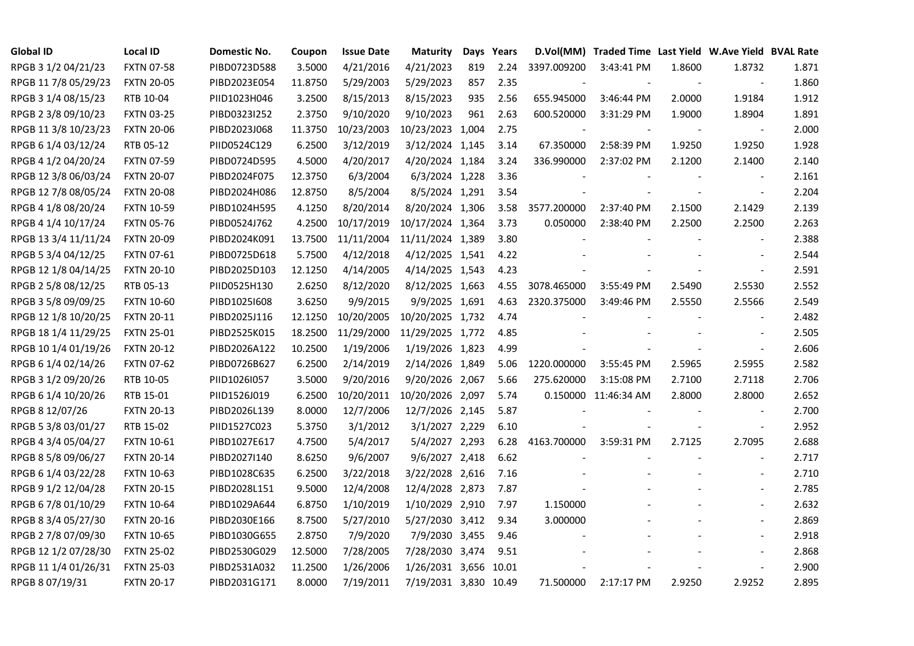| Global ID | Local ID | Domestic No. | Coupon | Issue Date | Maturity | Days | Years | D.Vol(MM) | Traded Time | Last Yield | W.Ave Yield | BVAL Rate |
|---|---|---|---|---|---|---|---|---|---|---|---|---|
| RPGB 3 1/2 04/21/23 | FXTN 07-58 | PIBD0723D588 | 3.5000 | 4/21/2016 | 4/21/2023 | 819 | 2.24 | 3397.009200 | 3:43:41 PM | 1.8600 | 1.8732 | 1.871 |
| RPGB 11 7/8 05/29/23 | FXTN 20-05 | PIBD2023E054 | 11.8750 | 5/29/2003 | 5/29/2023 | 857 | 2.35 | - | - | - | - | 1.860 |
| RPGB 3 1/4 08/15/23 | RTB 10-04 | PIID1023H046 | 3.2500 | 8/15/2013 | 8/15/2023 | 935 | 2.56 | 655.945000 | 3:46:44 PM | 2.0000 | 1.9184 | 1.912 |
| RPGB 2 3/8 09/10/23 | FXTN 03-25 | PIBD0323I252 | 2.3750 | 9/10/2020 | 9/10/2023 | 961 | 2.63 | 600.520000 | 3:31:29 PM | 1.9000 | 1.8904 | 1.891 |
| RPGB 11 3/8 10/23/23 | FXTN 20-06 | PIBD2023J068 | 11.3750 | 10/23/2003 | 10/23/2023 | 1,004 | 2.75 | - | - | - | - | 2.000 |
| RPGB 6 1/4 03/12/24 | RTB 05-12 | PIID0524C129 | 6.2500 | 3/12/2019 | 3/12/2024 | 1,145 | 3.14 | 67.350000 | 2:58:39 PM | 1.9250 | 1.9250 | 1.928 |
| RPGB 4 1/2 04/20/24 | FXTN 07-59 | PIBD0724D595 | 4.5000 | 4/20/2017 | 4/20/2024 | 1,184 | 3.24 | 336.990000 | 2:37:02 PM | 2.1200 | 2.1400 | 2.140 |
| RPGB 12 3/8 06/03/24 | FXTN 20-07 | PIBD2024F075 | 12.3750 | 6/3/2004 | 6/3/2024 | 1,228 | 3.36 | - | - | - | - | 2.161 |
| RPGB 12 7/8 08/05/24 | FXTN 20-08 | PIBD2024H086 | 12.8750 | 8/5/2004 | 8/5/2024 | 1,291 | 3.54 | - | - | - | - | 2.204 |
| RPGB 4 1/8 08/20/24 | FXTN 10-59 | PIBD1024H595 | 4.1250 | 8/20/2014 | 8/20/2024 | 1,306 | 3.58 | 3577.200000 | 2:37:40 PM | 2.1500 | 2.1429 | 2.139 |
| RPGB 4 1/4 10/17/24 | FXTN 05-76 | PIBD0524J762 | 4.2500 | 10/17/2019 | 10/17/2024 | 1,364 | 3.73 | 0.050000 | 2:38:40 PM | 2.2500 | 2.2500 | 2.263 |
| RPGB 13 3/4 11/11/24 | FXTN 20-09 | PIBD2024K091 | 13.7500 | 11/11/2004 | 11/11/2024 | 1,389 | 3.80 | - | - | - | - | 2.388 |
| RPGB 5 3/4 04/12/25 | FXTN 07-61 | PIBD0725D618 | 5.7500 | 4/12/2018 | 4/12/2025 | 1,541 | 4.22 | - | - | - | - | 2.544 |
| RPGB 12 1/8 04/14/25 | FXTN 20-10 | PIBD2025D103 | 12.1250 | 4/14/2005 | 4/14/2025 | 1,543 | 4.23 | - | - | - | - | 2.591 |
| RPGB 2 5/8 08/12/25 | RTB 05-13 | PIID0525H130 | 2.6250 | 8/12/2020 | 8/12/2025 | 1,663 | 4.55 | 3078.465000 | 3:55:49 PM | 2.5490 | 2.5530 | 2.552 |
| RPGB 3 5/8 09/09/25 | FXTN 10-60 | PIBD1025I608 | 3.6250 | 9/9/2015 | 9/9/2025 | 1,691 | 4.63 | 2320.375000 | 3:49:46 PM | 2.5550 | 2.5566 | 2.549 |
| RPGB 12 1/8 10/20/25 | FXTN 20-11 | PIBD2025J116 | 12.1250 | 10/20/2005 | 10/20/2025 | 1,732 | 4.74 | - | - | - | - | 2.482 |
| RPGB 18 1/4 11/29/25 | FXTN 25-01 | PIBD2525K015 | 18.2500 | 11/29/2000 | 11/29/2025 | 1,772 | 4.85 | - | - | - | - | 2.505 |
| RPGB 10 1/4 01/19/26 | FXTN 20-12 | PIBD2026A122 | 10.2500 | 1/19/2006 | 1/19/2026 | 1,823 | 4.99 | - | - | - | - | 2.606 |
| RPGB 6 1/4 02/14/26 | FXTN 07-62 | PIBD0726B627 | 6.2500 | 2/14/2019 | 2/14/2026 | 1,849 | 5.06 | 1220.000000 | 3:55:45 PM | 2.5965 | 2.5955 | 2.582 |
| RPGB 3 1/2 09/20/26 | RTB 10-05 | PIID1026I057 | 3.5000 | 9/20/2016 | 9/20/2026 | 2,067 | 5.66 | 275.620000 | 3:15:08 PM | 2.7100 | 2.7118 | 2.706 |
| RPGB 6 1/4 10/20/26 | RTB 15-01 | PIID1526J019 | 6.2500 | 10/20/2011 | 10/20/2026 | 2,097 | 5.74 | 0.150000 | 11:46:34 AM | 2.8000 | 2.8000 | 2.652 |
| RPGB 8 12/07/26 | FXTN 20-13 | PIBD2026L139 | 8.0000 | 12/7/2006 | 12/7/2026 | 2,145 | 5.87 | - | - | - | - | 2.700 |
| RPGB 5 3/8 03/01/27 | RTB 15-02 | PIID1527C023 | 5.3750 | 3/1/2012 | 3/1/2027 | 2,229 | 6.10 | - | - | - | - | 2.952 |
| RPGB 4 3/4 05/04/27 | FXTN 10-61 | PIBD1027E617 | 4.7500 | 5/4/2017 | 5/4/2027 | 2,293 | 6.28 | 4163.700000 | 3:59:31 PM | 2.7125 | 2.7095 | 2.688 |
| RPGB 8 5/8 09/06/27 | FXTN 20-14 | PIBD2027I140 | 8.6250 | 9/6/2007 | 9/6/2027 | 2,418 | 6.62 | - | - | - | - | 2.717 |
| RPGB 6 1/4 03/22/28 | FXTN 10-63 | PIBD1028C635 | 6.2500 | 3/22/2018 | 3/22/2028 | 2,616 | 7.16 | - | - | - | - | 2.710 |
| RPGB 9 1/2 12/04/28 | FXTN 20-15 | PIBD2028L151 | 9.5000 | 12/4/2008 | 12/4/2028 | 2,873 | 7.87 | - | - | - | - | 2.785 |
| RPGB 6 7/8 01/10/29 | FXTN 10-64 | PIBD1029A644 | 6.8750 | 1/10/2019 | 1/10/2029 | 2,910 | 7.97 | 1.150000 | - | - | - | 2.632 |
| RPGB 8 3/4 05/27/30 | FXTN 20-16 | PIBD2030E166 | 8.7500 | 5/27/2010 | 5/27/2030 | 3,412 | 9.34 | 3.000000 | - | - | - | 2.869 |
| RPGB 2 7/8 07/09/30 | FXTN 10-65 | PIBD1030G655 | 2.8750 | 7/9/2020 | 7/9/2030 | 3,455 | 9.46 | - | - | - | - | 2.918 |
| RPGB 12 1/2 07/28/30 | FXTN 25-02 | PIBD2530G029 | 12.5000 | 7/28/2005 | 7/28/2030 | 3,474 | 9.51 | - | - | - | - | 2.868 |
| RPGB 11 1/4 01/26/31 | FXTN 25-03 | PIBD2531A032 | 11.2500 | 1/26/2006 | 1/26/2031 | 3,656 | 10.01 | - | - | - | - | 2.900 |
| RPGB 8 07/19/31 | FXTN 20-17 | PIBD2031G171 | 8.0000 | 7/19/2011 | 7/19/2031 | 3,830 | 10.49 | 71.500000 | 2:17:17 PM | 2.9250 | 2.9252 | 2.895 |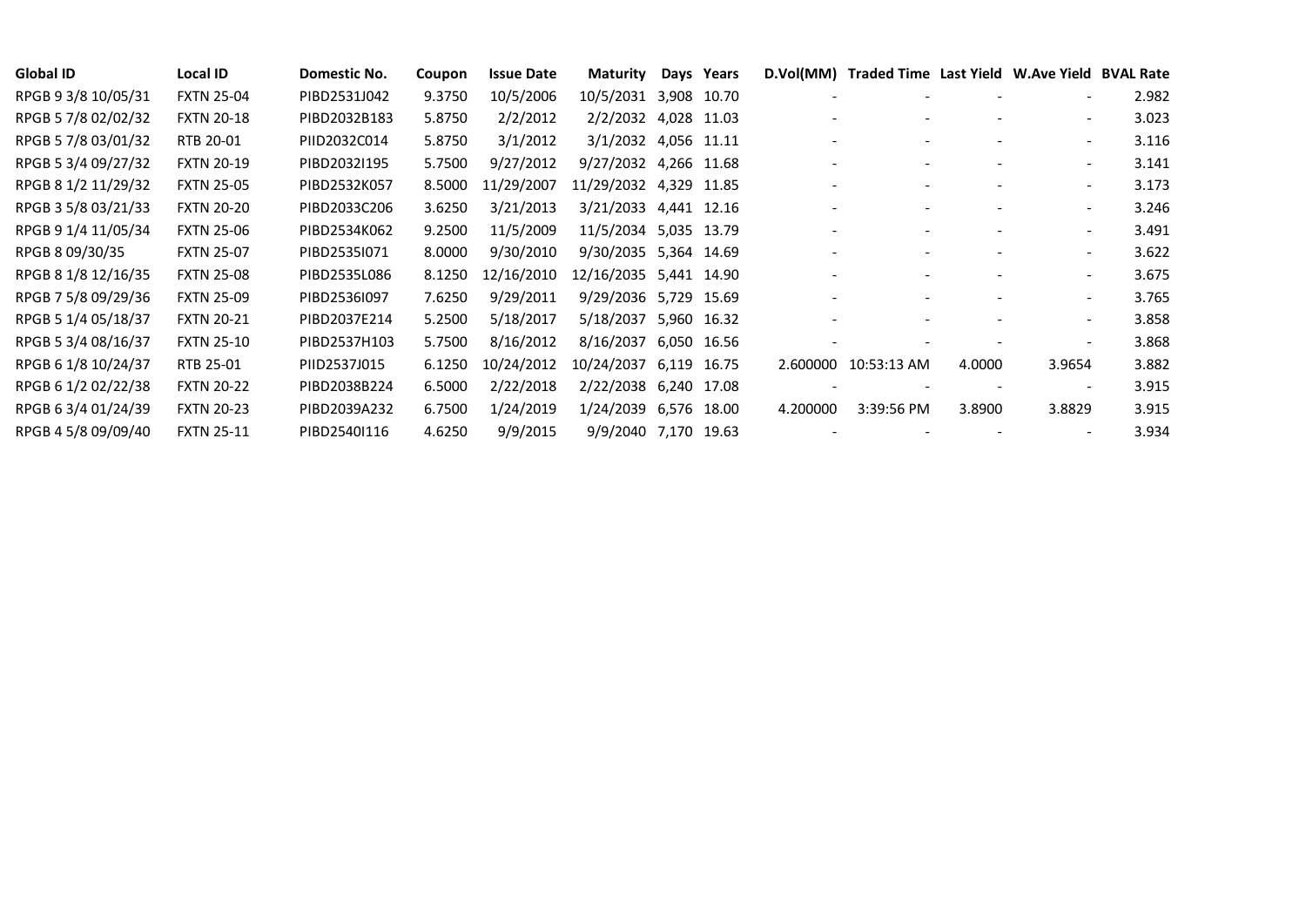| Global ID | Local ID | Domestic No. | Coupon | Issue Date | Maturity | Days | Years | D.Vol(MM) | Traded Time | Last Yield | W.Ave Yield | BVAL Rate |
|---|---|---|---|---|---|---|---|---|---|---|---|---|
| RPGB 9 3/8 10/05/31 | FXTN 25-04 | PIBD2531J042 | 9.3750 | 10/5/2006 | 10/5/2031 | 3,908 | 10.70 | - | - | - | - | 2.982 |
| RPGB 5 7/8 02/02/32 | FXTN 20-18 | PIBD2032B183 | 5.8750 | 2/2/2012 | 2/2/2032 | 4,028 | 11.03 | - | - | - | - | 3.023 |
| RPGB 5 7/8 03/01/32 | RTB 20-01 | PIID2032C014 | 5.8750 | 3/1/2012 | 3/1/2032 | 4,056 | 11.11 | - | - | - | - | 3.116 |
| RPGB 5 3/4 09/27/32 | FXTN 20-19 | PIBD2032I195 | 5.7500 | 9/27/2012 | 9/27/2032 | 4,266 | 11.68 | - | - | - | - | 3.141 |
| RPGB 8 1/2 11/29/32 | FXTN 25-05 | PIBD2532K057 | 8.5000 | 11/29/2007 | 11/29/2032 | 4,329 | 11.85 | - | - | - | - | 3.173 |
| RPGB 3 5/8 03/21/33 | FXTN 20-20 | PIBD2033C206 | 3.6250 | 3/21/2013 | 3/21/2033 | 4,441 | 12.16 | - | - | - | - | 3.246 |
| RPGB 9 1/4 11/05/34 | FXTN 25-06 | PIBD2534K062 | 9.2500 | 11/5/2009 | 11/5/2034 | 5,035 | 13.79 | - | - | - | - | 3.491 |
| RPGB 8 09/30/35 | FXTN 25-07 | PIBD2535I071 | 8.0000 | 9/30/2010 | 9/30/2035 | 5,364 | 14.69 | - | - | - | - | 3.622 |
| RPGB 8 1/8 12/16/35 | FXTN 25-08 | PIBD2535L086 | 8.1250 | 12/16/2010 | 12/16/2035 | 5,441 | 14.90 | - | - | - | - | 3.675 |
| RPGB 7 5/8 09/29/36 | FXTN 25-09 | PIBD2536I097 | 7.6250 | 9/29/2011 | 9/29/2036 | 5,729 | 15.69 | - | - | - | - | 3.765 |
| RPGB 5 1/4 05/18/37 | FXTN 20-21 | PIBD2037E214 | 5.2500 | 5/18/2017 | 5/18/2037 | 5,960 | 16.32 | - | - | - | - | 3.858 |
| RPGB 5 3/4 08/16/37 | FXTN 25-10 | PIBD2537H103 | 5.7500 | 8/16/2012 | 8/16/2037 | 6,050 | 16.56 | - | - | - | - | 3.868 |
| RPGB 6 1/8 10/24/37 | RTB 25-01 | PIID2537J015 | 6.1250 | 10/24/2012 | 10/24/2037 | 6,119 | 16.75 | 2.600000 | 10:53:13 AM | 4.0000 | 3.9654 | 3.882 |
| RPGB 6 1/2 02/22/38 | FXTN 20-22 | PIBD2038B224 | 6.5000 | 2/22/2018 | 2/22/2038 | 6,240 | 17.08 | - | - | - | - | 3.915 |
| RPGB 6 3/4 01/24/39 | FXTN 20-23 | PIBD2039A232 | 6.7500 | 1/24/2019 | 1/24/2039 | 6,576 | 18.00 | 4.200000 | 3:39:56 PM | 3.8900 | 3.8829 | 3.915 |
| RPGB 4 5/8 09/09/40 | FXTN 25-11 | PIBD2540I116 | 4.6250 | 9/9/2015 | 9/9/2040 | 7,170 | 19.63 | - | - | - | - | 3.934 |